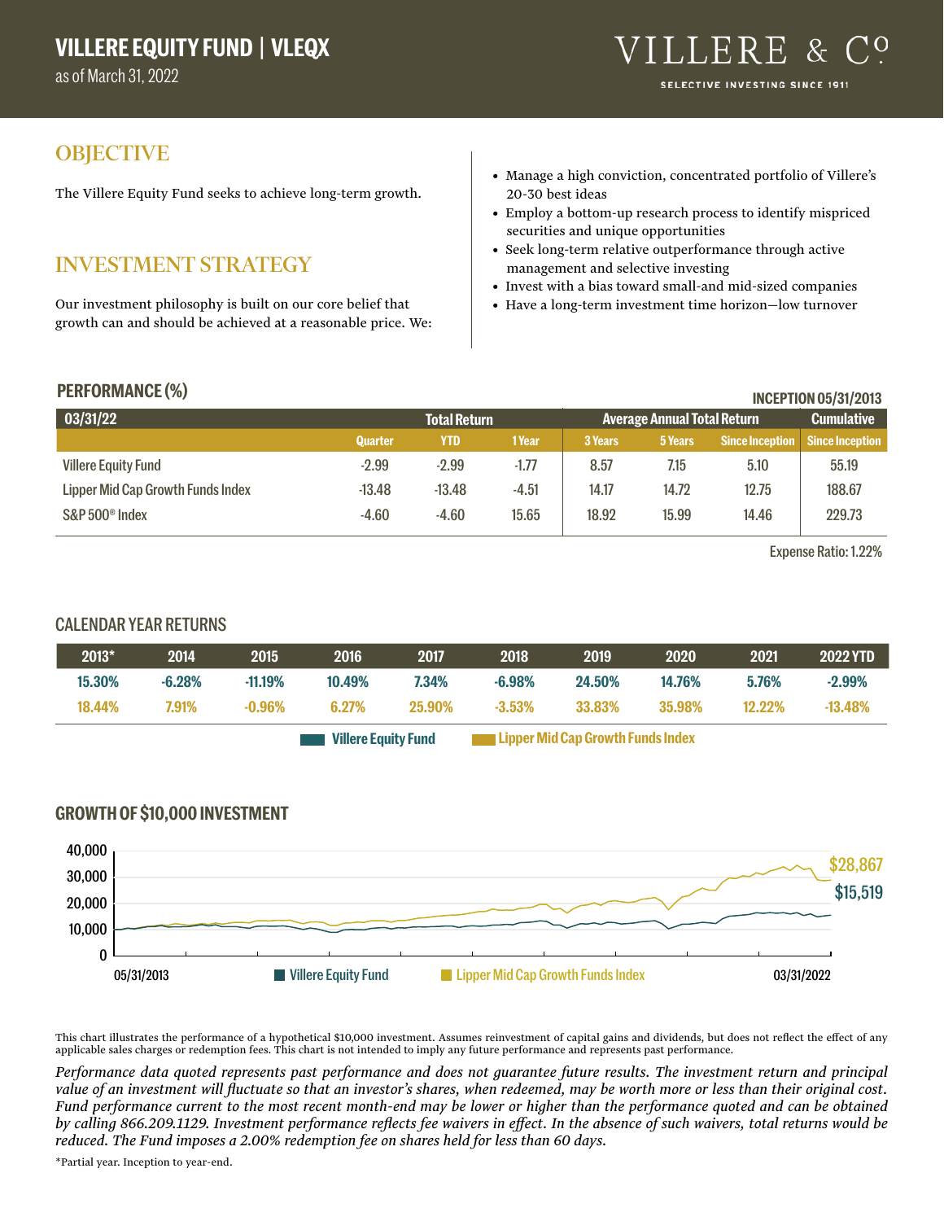# VILLERE EQUITY FUND | VLEQX

as of March 31, 2022

VILLERE & Co.
SELECTIVE INVESTING SINCE 1911

## OBJECTIVE

The Villere Equity Fund seeks to achieve long-term growth.

## INVESTMENT STRATEGY

Our investment philosophy is built on our core belief that growth can and should be achieved at a reasonable price. We:

- Manage a high conviction, concentrated portfolio of Villere's 20-30 best ideas
- Employ a bottom-up research process to identify mispriced securities and unique opportunities
- Seek long-term relative outperformance through active management and selective investing
- Invest with a bias toward small-and mid-sized companies
- Have a long-term investment time horizon—low turnover

## PERFORMANCE (%)

INCEPTION 05/31/2013

| 03/31/22 | Total Return | | | Average Annual Total Return | | | Cumulative |
|---|---|---|---|---|---|---|---|
| | Quarter | YTD | 1 Year | 3 Years | 5 Years | Since Inception | Since Inception |
| Villere Equity Fund | -2.99 | -2.99 | -1.77 | 8.57 | 7.15 | 5.10 | 55.19 |
| Lipper Mid Cap Growth Funds Index | -13.48 | -13.48 | -4.51 | 14.17 | 14.72 | 12.75 | 188.67 |
| S&P 500® Index | -4.60 | -4.60 | 15.65 | 18.92 | 15.99 | 14.46 | 229.73 |

Expense Ratio: 1.22%

## CALENDAR YEAR RETURNS

| | 2013* | 2014 | 2015 | 2016 | 2017 | 2018 | 2019 | 2020 | 2021 | 2022 YTD |
|---|---|---|---|---|---|---|---|---|---|---|
| Villere Equity Fund | 15.30% | -6.28% | -11.19% | 10.49% | 7.34% | -6.98% | 24.50% | 14.76% | 5.76% | -2.99% |
| Lipper Mid Cap Growth Funds Index | 18.44% | 7.91% | -0.96% | 6.27% | 25.90% | -3.53% | 33.83% | 35.98% | 12.22% | -13.48% |

## GROWTH OF $10,000 INVESTMENT

Villere Equity Fund: $15,519
Lipper Mid Cap Growth Funds Index: $28,867

05/31/2013 – 03/31/2022

This chart illustrates the performance of a hypothetical $10,000 investment. Assumes reinvestment of capital gains and dividends, but does not reflect the effect of any applicable sales charges or redemption fees. This chart is not intended to imply any future performance and represents past performance.

*Performance data quoted represents past performance and does not guarantee future results. The investment return and principal value of an investment will fluctuate so that an investor's shares, when redeemed, may be worth more or less than their original cost. Fund performance current to the most recent month-end may be lower or higher than the performance quoted and can be obtained by calling 866.209.1129. Investment performance reflects fee waivers in effect. In the absence of such waivers, total returns would be reduced. The Fund imposes a 2.00% redemption fee on shares held for less than 60 days.*

*Partial year. Inception to year-end.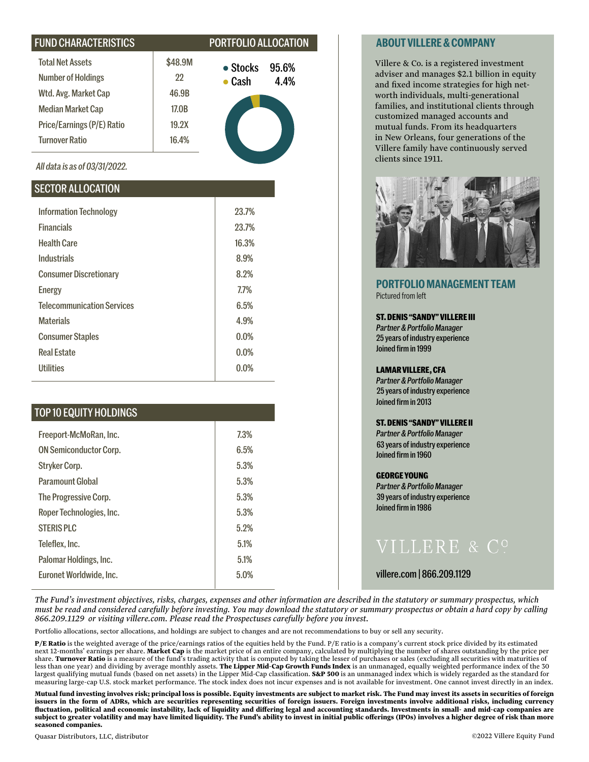## FUND CHARACTERISTICS

| | |
|---|---|
| Total Net Assets | $48.9M |
| Number of Holdings | 22 |
| Wtd. Avg. Market Cap | 46.9B |
| Median Market Cap | 17.0B |
| Price/Earnings (P/E) Ratio | 19.2X |
| Turnover Ratio | 16.4% |

*All data is as of 03/31/2022.*

## PORTFOLIO ALLOCATION

● Stocks 95.6%

● Cash 4.4%

## SECTOR ALLOCATION

| | |
|---|---|
| Information Technology | 23.7% |
| Financials | 23.7% |
| Health Care | 16.3% |
| Industrials | 8.9% |
| Consumer Discretionary | 8.2% |
| Energy | 7.7% |
| Telecommunication Services | 6.5% |
| Materials | 4.9% |
| Consumer Staples | 0.0% |
| Real Estate | 0.0% |
| Utilities | 0.0% |

## TOP 10 EQUITY HOLDINGS

| | |
|---|---|
| Freeport-McMoRan, Inc. | 7.3% |
| ON Semiconductor Corp. | 6.5% |
| Stryker Corp. | 5.3% |
| Paramount Global | 5.3% |
| The Progressive Corp. | 5.3% |
| Roper Technologies, Inc. | 5.3% |
| STERIS PLC | 5.2% |
| Teleflex, Inc. | 5.1% |
| Palomar Holdings, Inc. | 5.1% |
| Euronet Worldwide, Inc. | 5.0% |

## ABOUT VILLERE & COMPANY

Villere & Co. is a registered investment adviser and manages $2.1 billion in equity and fixed income strategies for high net-worth individuals, multi-generational families, and institutional clients through customized managed accounts and mutual funds. From its headquarters in New Orleans, four generations of the Villere family have continuously served clients since 1911.

## PORTFOLIO MANAGEMENT TEAM

Pictured from left

**ST. DENIS "SANDY" VILLERE III**
*Partner & Portfolio Manager*
25 years of industry experience
Joined firm in 1999

**LAMAR VILLERE, CFA**
*Partner & Portfolio Manager*
25 years of industry experience
Joined firm in 2013

**ST. DENIS "SANDY" VILLERE II**
*Partner & Portfolio Manager*
63 years of industry experience
Joined firm in 1960

**GEORGE YOUNG**
*Partner & Portfolio Manager*
39 years of industry experience
Joined firm in 1986

VILLERE & Co

villere.com | 866.209.1129

*The Fund's investment objectives, risks, charges, expenses and other information are described in the statutory or summary prospectus, which must be read and considered carefully before investing. You may download the statutory or summary prospectus or obtain a hard copy by calling 866.209.1129 or visiting villere.com. Please read the Prospectuses carefully before you invest.*

Portfolio allocations, sector allocations, and holdings are subject to changes and are not recommendations to buy or sell any security.

**P/E Ratio** is the weighted average of the price/earnings ratios of the equities held by the Fund. P/E ratio is a company's current stock price divided by its estimated next 12-months' earnings per share. **Market Cap** is the market price of an entire company, calculated by multiplying the number of shares outstanding by the price per share. **Turnover Ratio** is a measure of the fund's trading activity that is computed by taking the lesser of purchases or sales (excluding all securities with maturities of less than one year) and dividing by average monthly assets. **The Lipper Mid-Cap Growth Funds Index** is an unmanaged, equally weighted performance index of the 30 largest qualifying mutual funds (based on net assets) in the Lipper Mid-Cap classification. **S&P 500** is an unmanaged index which is widely regarded as the standard for measuring large-cap U.S. stock market performance. The stock index does not incur expenses and is not available for investment. One cannot invest directly in an index.

**Mutual fund investing involves risk; principal loss is possible. Equity investments are subject to market risk. The Fund may invest its assets in securities of foreign issuers in the form of ADRs, which are securities representing securities of foreign issuers. Foreign investments involve additional risks, including currency fluctuation, political and economic instability, lack of liquidity and differing legal and accounting standards. Investments in small- and mid-cap companies are subject to greater volatility and may have limited liquidity. The Fund's ability to invest in initial public offerings (IPOs) involves a higher degree of risk than more seasoned companies.**

Quasar Distributors, LLC, distributor

©2022 Villere Equity Fund